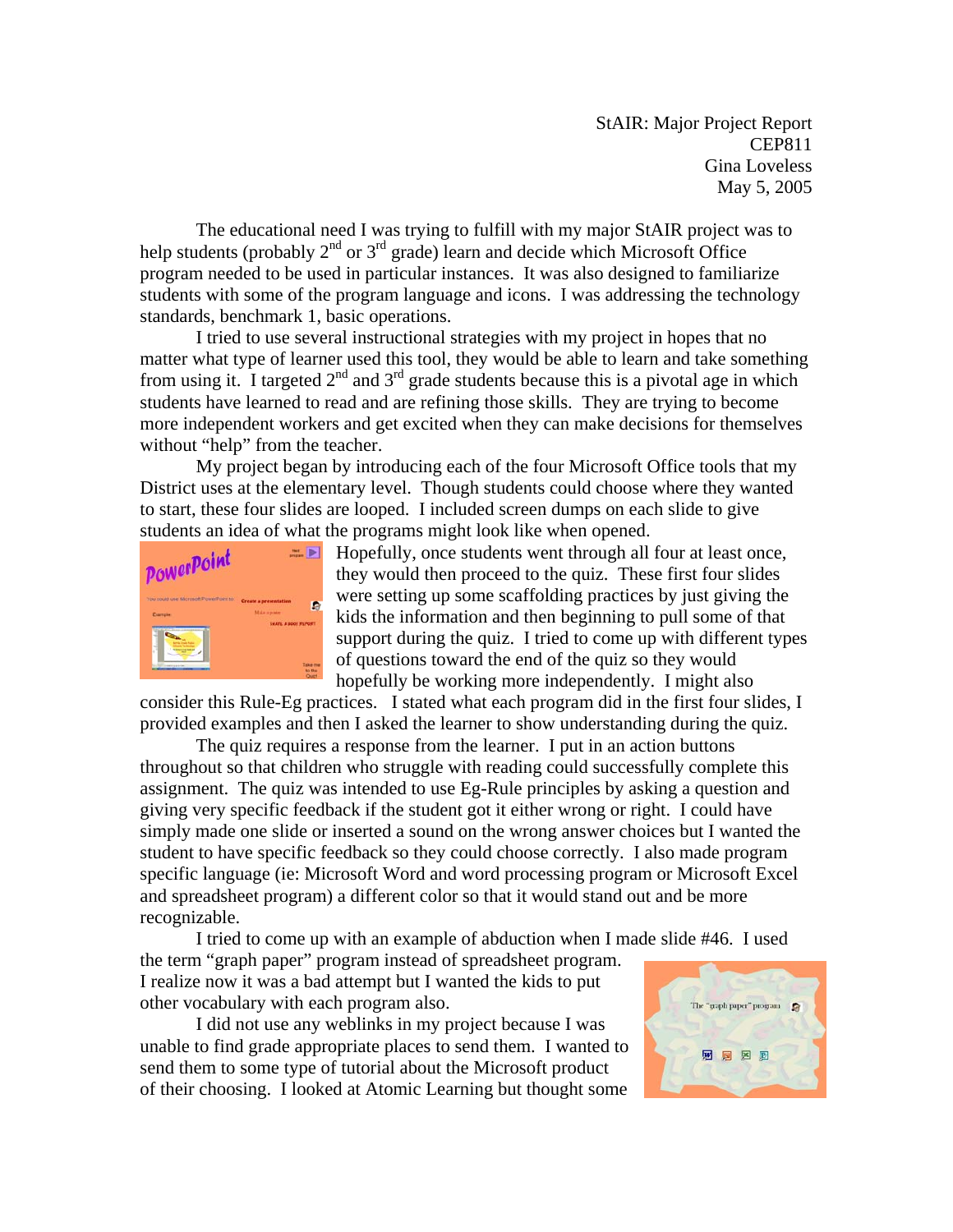StAIR: Major Project Report
CEP811
Gina Loveless
May 5, 2005

The educational need I was trying to fulfill with my major StAIR project was to help students (probably 2nd or 3rd grade) learn and decide which Microsoft Office program needed to be used in particular instances. It was also designed to familiarize students with some of the program language and icons. I was addressing the technology standards, benchmark 1, basic operations.

I tried to use several instructional strategies with my project in hopes that no matter what type of learner used this tool, they would be able to learn and take something from using it. I targeted 2nd and 3rd grade students because this is a pivotal age in which students have learned to read and are refining those skills. They are trying to become more independent workers and get excited when they can make decisions for themselves without "help" from the teacher.

My project began by introducing each of the four Microsoft Office tools that my District uses at the elementary level. Though students could choose where they wanted to start, these four slides are looped. I included screen dumps on each slide to give students an idea of what the programs might look like when opened. Hopefully, once students went through all four at least once, they would then proceed to the quiz. These first four slides were setting up some scaffolding practices by just giving the kids the information and then beginning to pull some of that support during the quiz. I tried to come up with different types of questions toward the end of the quiz so they would hopefully be working more independently. I might also consider this Rule-Eg practices. I stated what each program did in the first four slides, I provided examples and then I asked the learner to show understanding during the quiz.

The quiz requires a response from the learner. I put in an action buttons throughout so that children who struggle with reading could successfully complete this assignment. The quiz was intended to use Eg-Rule principles by asking a question and giving very specific feedback if the student got it either wrong or right. I could have simply made one slide or inserted a sound on the wrong answer choices but I wanted the student to have specific feedback so they could choose correctly. I also made program specific language (ie: Microsoft Word and word processing program or Microsoft Excel and spreadsheet program) a different color so that it would stand out and be more recognizable.

I tried to come up with an example of abduction when I made slide #46. I used the term "graph paper" program instead of spreadsheet program. I realize now it was a bad attempt but I wanted the kids to put other vocabulary with each program also.

I did not use any weblinks in my project because I was unable to find grade appropriate places to send them. I wanted to send them to some type of tutorial about the Microsoft product of their choosing. I looked at Atomic Learning but thought some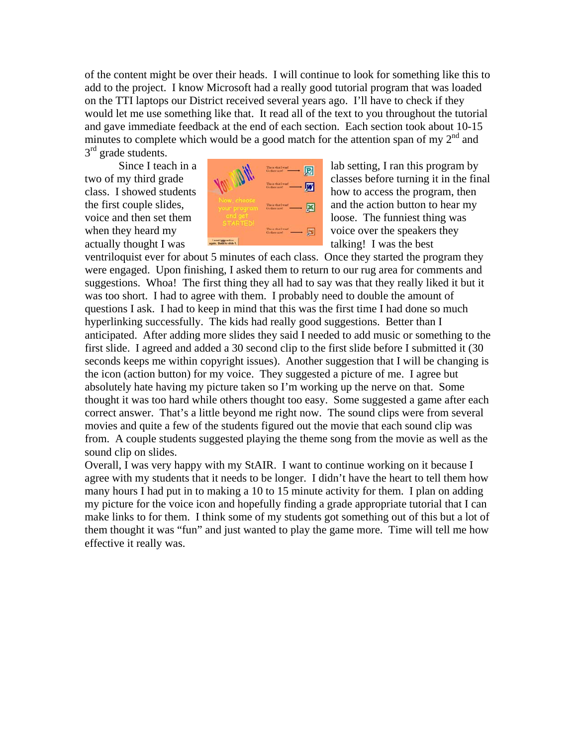of the content might be over their heads. I will continue to look for something like this to add to the project. I know Microsoft had a really good tutorial program that was loaded on the TTI laptops our District received several years ago. I'll have to check if they would let me use something like that. It read all of the text to you throughout the tutorial and gave immediate feedback at the end of each section. Each section took about 10-15 minutes to complete which would be a good match for the attention span of my 2nd and 3rd grade students.

Since I teach in a lab setting, I ran this program by two of my third grade classes before turning it in the final class. I showed students how to access the program, then the first couple slides, and the action button to hear my voice and then set them loose. The funniest thing was when they heard my voice over the speakers they actually thought I was talking! I was the best ventriloquist ever for about 5 minutes of each class. Once they started the program they were engaged. Upon finishing, I asked them to return to our rug area for comments and suggestions. Whoa! The first thing they all had to say was that they really liked it but it was too short. I had to agree with them. I probably need to double the amount of questions I ask. I had to keep in mind that this was the first time I had done so much hyperlinking successfully. The kids had really good suggestions. Better than I anticipated. After adding more slides they said I needed to add music or something to the first slide. I agreed and added a 30 second clip to the first slide before I submitted it (30 seconds keeps me within copyright issues). Another suggestion that I will be changing is the icon (action button) for my voice. They suggested a picture of me. I agree but absolutely hate having my picture taken so I'm working up the nerve on that. Some thought it was too hard while others thought too easy. Some suggested a game after each correct answer. That's a little beyond me right now. The sound clips were from several movies and quite a few of the students figured out the movie that each sound clip was from. A couple students suggested playing the theme song from the movie as well as the sound clip on slides.

Overall, I was very happy with my StAIR. I want to continue working on it because I agree with my students that it needs to be longer. I didn't have the heart to tell them how many hours I had put in to making a 10 to 15 minute activity for them. I plan on adding my picture for the voice icon and hopefully finding a grade appropriate tutorial that I can make links to for them. I think some of my students got something out of this but a lot of them thought it was "fun" and just wanted to play the game more. Time will tell me how effective it really was.